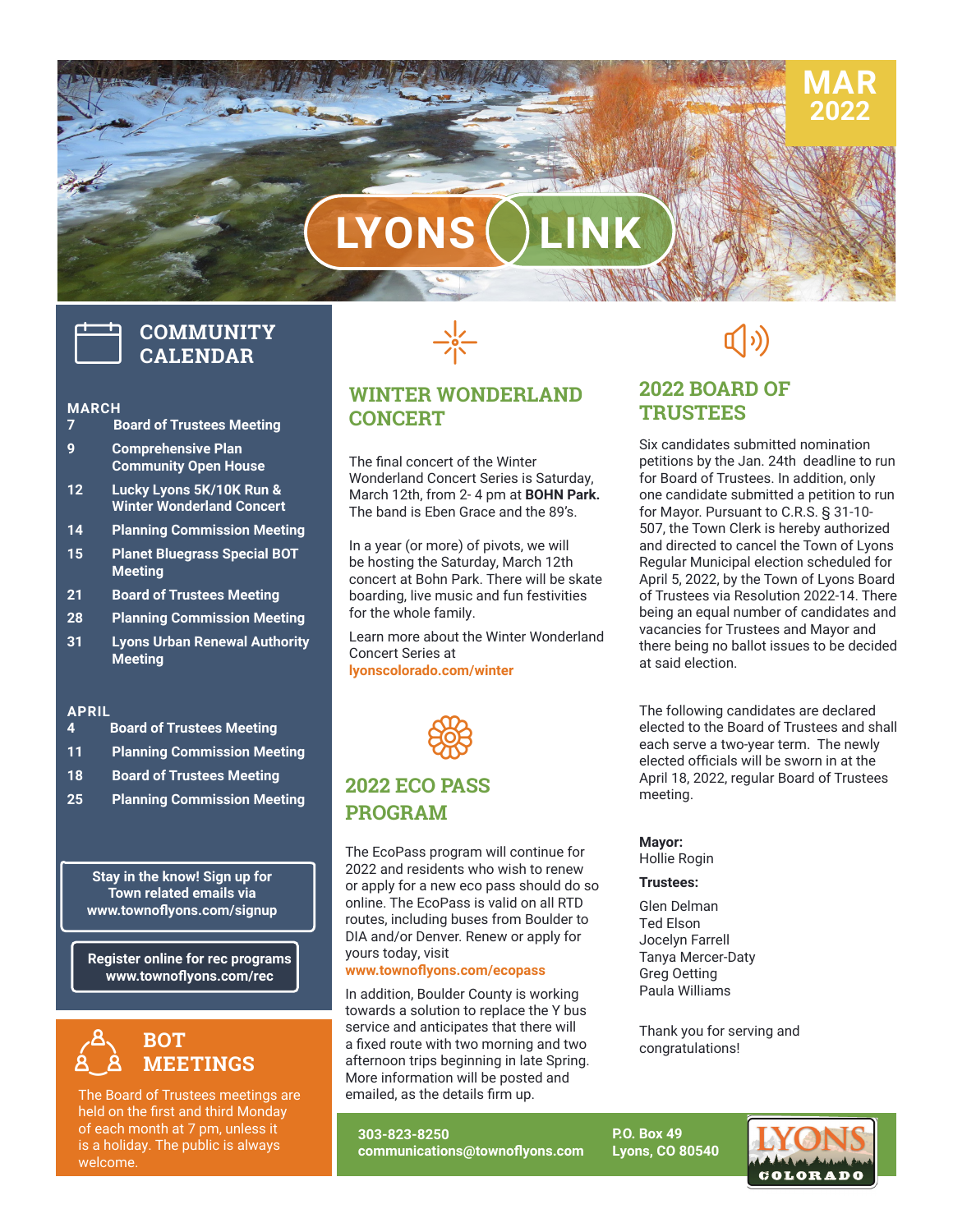# LYONS LINK

MAR 2022

## COMMUNITY CALENDAR

**MARCH**

| | |
|---|---|
| 7 | Board of Trustees Meeting |
| 9 | Comprehensive Plan Community Open House |
| 12 | Lucky Lyons 5K/10K Run & Winter Wonderland Concert |
| 14 | Planning Commission Meeting |
| 15 | Planet Bluegrass Special BOT Meeting |
| 21 | Board of Trustees Meeting |
| 28 | Planning Commission Meeting |
| 31 | Lyons Urban Renewal Authority Meeting |

**APRIL**

| | |
|---|---|
| 4 | Board of Trustees Meeting |
| 11 | Planning Commission Meeting |
| 18 | Board of Trustees Meeting |
| 25 | Planning Commission Meeting |

**Stay in the know! Sign up for Town related emails via www.townoflyons.com/signup**

**Register online for rec programs www.townoflyons.com/rec**

## BOT MEETINGS

The Board of Trustees meetings are held on the first and third Monday of each month at 7 pm, unless it is a holiday. The public is always welcome.

## WINTER WONDERLAND CONCERT

The final concert of the Winter Wonderland Concert Series is Saturday, March 12th, from 2- 4 pm at **BOHN Park.** The band is Eben Grace and the 89's.

In a year (or more) of pivots, we will be hosting the Saturday, March 12th concert at Bohn Park. There will be skate boarding, live music and fun festivities for the whole family.

Learn more about the Winter Wonderland Concert Series at **lyonscolorado.com/winter**

## 2022 ECO PASS PROGRAM

The EcoPass program will continue for 2022 and residents who wish to renew or apply for a new eco pass should do so online. The EcoPass is valid on all RTD routes, including buses from Boulder to DIA and/or Denver. Renew or apply for yours today, visit **www.townoflyons.com/ecopass**

In addition, Boulder County is working towards a solution to replace the Y bus service and anticipates that there will a fixed route with two morning and two afternoon trips beginning in late Spring. More information will be posted and emailed, as the details firm up.

## 2022 BOARD OF TRUSTEES

Six candidates submitted nomination petitions by the Jan. 24th deadline to run for Board of Trustees. In addition, only one candidate submitted a petition to run for Mayor. Pursuant to C.R.S. § 31-10-507, the Town Clerk is hereby authorized and directed to cancel the Town of Lyons Regular Municipal election scheduled for April 5, 2022, by the Town of Lyons Board of Trustees via Resolution 2022-14. There being an equal number of candidates and vacancies for Trustees and Mayor and there being no ballot issues to be decided at said election.

The following candidates are declared elected to the Board of Trustees and shall each serve a two-year term. The newly elected officials will be sworn in at the April 18, 2022, regular Board of Trustees meeting.

**Mayor:**
Hollie Rogin

**Trustees:**

Glen Delman
Ted Elson
Jocelyn Farrell
Tanya Mercer-Daty
Greg Oetting
Paula Williams

Thank you for serving and congratulations!

**303-823-8250**
**communications@townoflyons.com**

**P.O. Box 49**
**Lyons, CO 80540**

LYONS COLORADO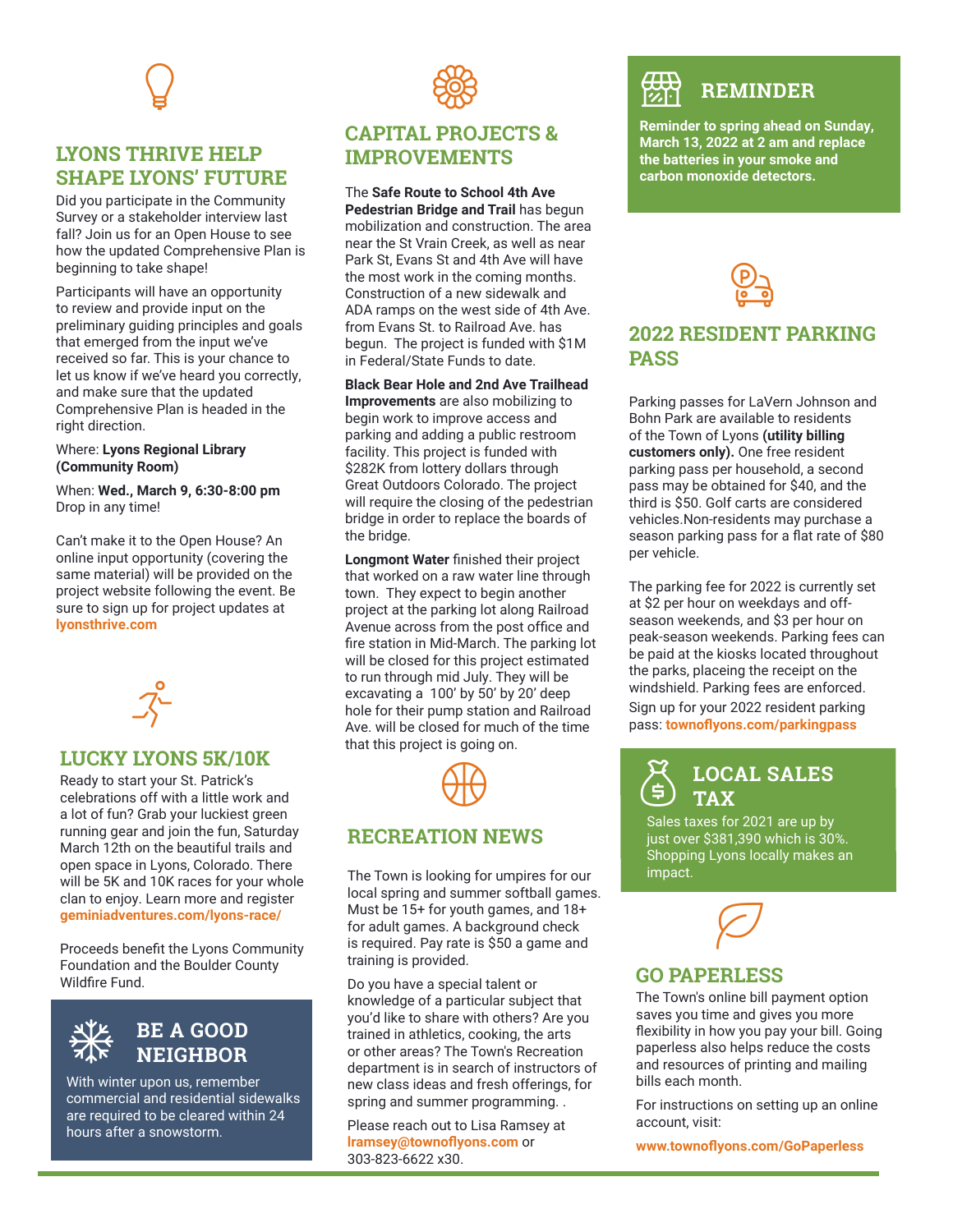## LYONS THRIVE HELP SHAPE LYONS' FUTURE

Did you participate in the Community Survey or a stakeholder interview last fall? Join us for an Open House to see how the updated Comprehensive Plan is beginning to take shape!

Participants will have an opportunity to review and provide input on the preliminary guiding principles and goals that emerged from the input we've received so far. This is your chance to let us know if we've heard you correctly, and make sure that the updated Comprehensive Plan is headed in the right direction.

Where: **Lyons Regional Library (Community Room)**

When: **Wed., March 9, 6:30-8:00 pm**
Drop in any time!

Can't make it to the Open House? An online input opportunity (covering the same material) will be provided on the project website following the event. Be sure to sign up for project updates at **lyonsthrive.com**

## LUCKY LYONS 5K/10K

Ready to start your St. Patrick's celebrations off with a little work and a lot of fun? Grab your luckiest green running gear and join the fun, Saturday March 12th on the beautiful trails and open space in Lyons, Colorado. There will be 5K and 10K races for your whole clan to enjoy. Learn more and register **geminiadventures.com/lyons-race/**

Proceeds benefit the Lyons Community Foundation and the Boulder County Wildfire Fund.

## BE A GOOD NEIGHBOR

With winter upon us, remember commercial and residential sidewalks are required to be cleared within 24 hours after a snowstorm.

## CAPITAL PROJECTS & IMPROVEMENTS

The **Safe Route to School 4th Ave Pedestrian Bridge and Trail** has begun mobilization and construction. The area near the St Vrain Creek, as well as near Park St, Evans St and 4th Ave will have the most work in the coming months. Construction of a new sidewalk and ADA ramps on the west side of 4th Ave. from Evans St. to Railroad Ave. has begun. The project is funded with $1M in Federal/State Funds to date.

**Black Bear Hole and 2nd Ave Trailhead Improvements** are also mobilizing to begin work to improve access and parking and adding a public restroom facility. This project is funded with $282K from lottery dollars through Great Outdoors Colorado. The project will require the closing of the pedestrian bridge in order to replace the boards of the bridge.

**Longmont Water** finished their project that worked on a raw water line through town. They expect to begin another project at the parking lot along Railroad Avenue across from the post office and fire station in Mid-March. The parking lot will be closed for this project estimated to run through mid July. They will be excavating a 100' by 50' by 20' deep hole for their pump station and Railroad Ave. will be closed for much of the time that this project is going on.

## RECREATION NEWS

The Town is looking for umpires for our local spring and summer softball games. Must be 15+ for youth games, and 18+ for adult games. A background check is required. Pay rate is $50 a game and training is provided.

Do you have a special talent or knowledge of a particular subject that you'd like to share with others? Are you trained in athletics, cooking, the arts or other areas? The Town's Recreation department is in search of instructors of new class ideas and fresh offerings, for spring and summer programming. .

Please reach out to Lisa Ramsey at **lramsey@townoflyons.com** or 303-823-6622 x30.

## REMINDER

**Reminder to spring ahead on Sunday, March 13, 2022 at 2 am and replace the batteries in your smoke and carbon monoxide detectors.**

## 2022 RESIDENT PARKING PASS

Parking passes for LaVern Johnson and Bohn Park are available to residents of the Town of Lyons **(utility billing customers only).** One free resident parking pass per household, a second pass may be obtained for $40, and the third is $50. Golf carts are considered vehicles.Non-residents may purchase a season parking pass for a flat rate of $80 per vehicle.

The parking fee for 2022 is currently set at $2 per hour on weekdays and off-season weekends, and $3 per hour on peak-season weekends. Parking fees can be paid at the kiosks located throughout the parks, placeing the receipt on the windshield. Parking fees are enforced.

Sign up for your 2022 resident parking pass: **townoflyons.com/parkingpass**

## LOCAL SALES TAX

Sales taxes for 2021 are up by just over $381,390 which is 30%. Shopping Lyons locally makes an impact.

## GO PAPERLESS

The Town's online bill payment option saves you time and gives you more flexibility in how you pay your bill. Going paperless also helps reduce the costs and resources of printing and mailing bills each month.

For instructions on setting up an online account, visit:

**www.townoflyons.com/GoPaperless**